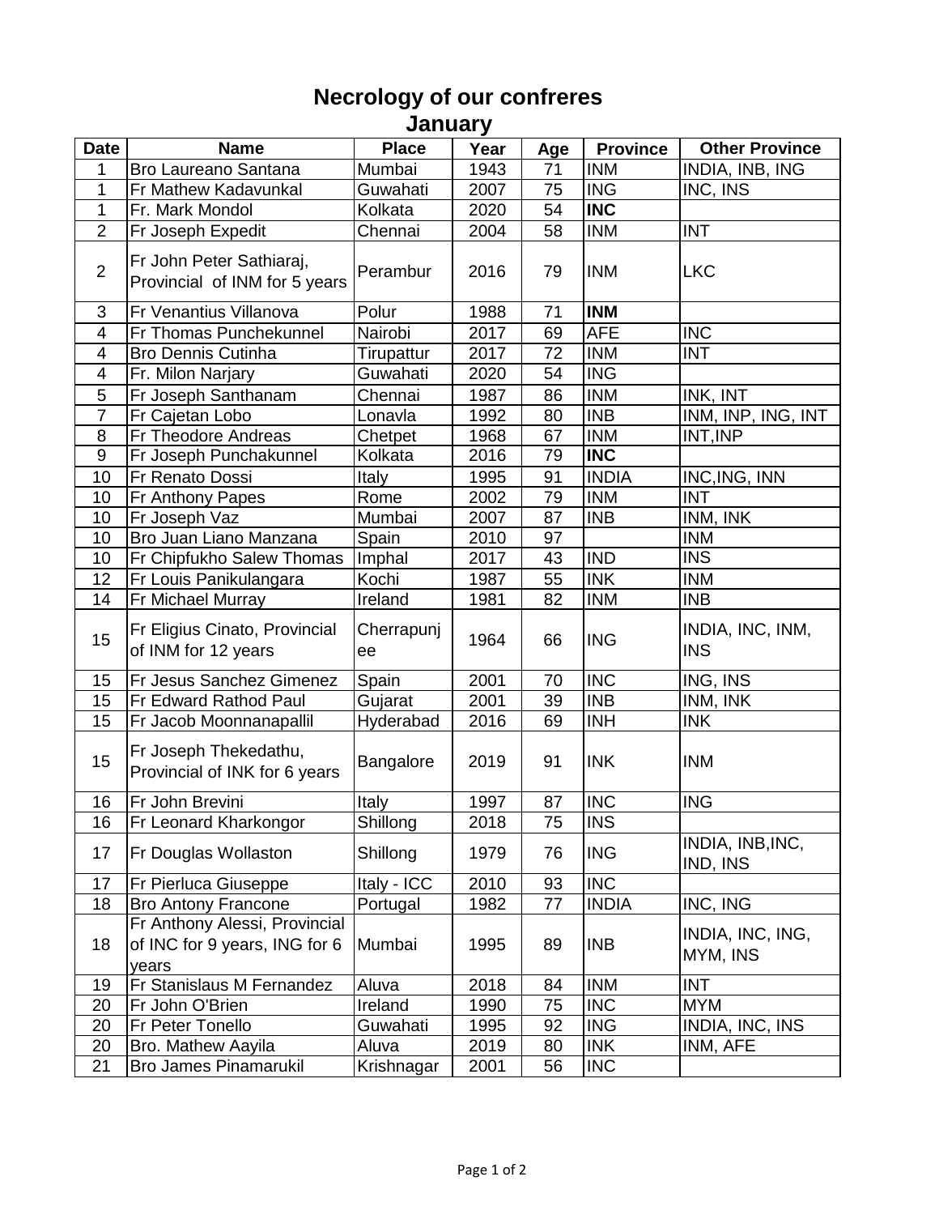# Necrology of our confreres

## January

| Date | Name | Place | Year | Age | Province | Other Province |
|---|---|---|---|---|---|---|
| 1 | Bro Laureano Santana | Mumbai | 1943 | 71 | INM | INDIA, INB, ING |
| 1 | Fr Mathew Kadavunkal | Guwahati | 2007 | 75 | ING | INC, INS |
| 1 | Fr. Mark Mondol | Kolkata | 2020 | 54 | **INC** | |
| 2 | Fr Joseph Expedit | Chennai | 2004 | 58 | INM | INT |
| 2 | Fr John Peter Sathiaraj, Provincial of INM for 5 years | Perambur | 2016 | 79 | INM | LKC |
| 3 | Fr Venantius Villanova | Polur | 1988 | 71 | **INM** | |
| 4 | Fr Thomas Punchekunnel | Nairobi | 2017 | 69 | AFE | INC |
| 4 | Bro Dennis Cutinha | Tirupattur | 2017 | 72 | INM | INT |
| 4 | Fr. Milon Narjary | Guwahati | 2020 | 54 | ING | |
| 5 | Fr Joseph Santhanam | Chennai | 1987 | 86 | INM | INK, INT |
| 7 | Fr Cajetan Lobo | Lonavla | 1992 | 80 | INB | INM, INP, ING, INT |
| 8 | Fr Theodore Andreas | Chetpet | 1968 | 67 | INM | INT,INP |
| 9 | Fr Joseph Punchakunnel | Kolkata | 2016 | 79 | **INC** | |
| 10 | Fr Renato Dossi | Italy | 1995 | 91 | INDIA | INC,ING, INN |
| 10 | Fr Anthony Papes | Rome | 2002 | 79 | INM | INT |
| 10 | Fr Joseph Vaz | Mumbai | 2007 | 87 | INB | INM, INK |
| 10 | Bro Juan Liano Manzana | Spain | 2010 | 97 | | INM |
| 10 | Fr Chipfukho Salew Thomas | Imphal | 2017 | 43 | IND | INS |
| 12 | Fr Louis Panikulangara | Kochi | 1987 | 55 | INK | INM |
| 14 | Fr Michael Murray | Ireland | 1981 | 82 | INM | INB |
| 15 | Fr Eligius Cinato, Provincial of INM for 12 years | Cherrapunjee | 1964 | 66 | ING | INDIA, INC, INM, INS |
| 15 | Fr Jesus Sanchez Gimenez | Spain | 2001 | 70 | INC | ING, INS |
| 15 | Fr Edward Rathod Paul | Gujarat | 2001 | 39 | INB | INM, INK |
| 15 | Fr Jacob Moonnanapallil | Hyderabad | 2016 | 69 | INH | INK |
| 15 | Fr Joseph Thekedathu, Provincial of INK for 6 years | Bangalore | 2019 | 91 | INK | INM |
| 16 | Fr John Brevini | Italy | 1997 | 87 | INC | ING |
| 16 | Fr Leonard Kharkongor | Shillong | 2018 | 75 | INS | |
| 17 | Fr Douglas Wollaston | Shillong | 1979 | 76 | ING | INDIA, INB,INC, IND, INS |
| 17 | Fr Pierluca Giuseppe | Italy - ICC | 2010 | 93 | INC | |
| 18 | Bro Antony Francone | Portugal | 1982 | 77 | INDIA | INC, ING |
| 18 | Fr Anthony Alessi, Provincial of INC for 9 years, ING for 6 years | Mumbai | 1995 | 89 | INB | INDIA, INC, ING, MYM, INS |
| 19 | Fr Stanislaus M Fernandez | Aluva | 2018 | 84 | INM | INT |
| 20 | Fr John O'Brien | Ireland | 1990 | 75 | INC | MYM |
| 20 | Fr Peter Tonello | Guwahati | 1995 | 92 | ING | INDIA, INC, INS |
| 20 | Bro. Mathew Aayila | Aluva | 2019 | 80 | INK | INM, AFE |
| 21 | Bro James Pinamarukil | Krishnagar | 2001 | 56 | INC | |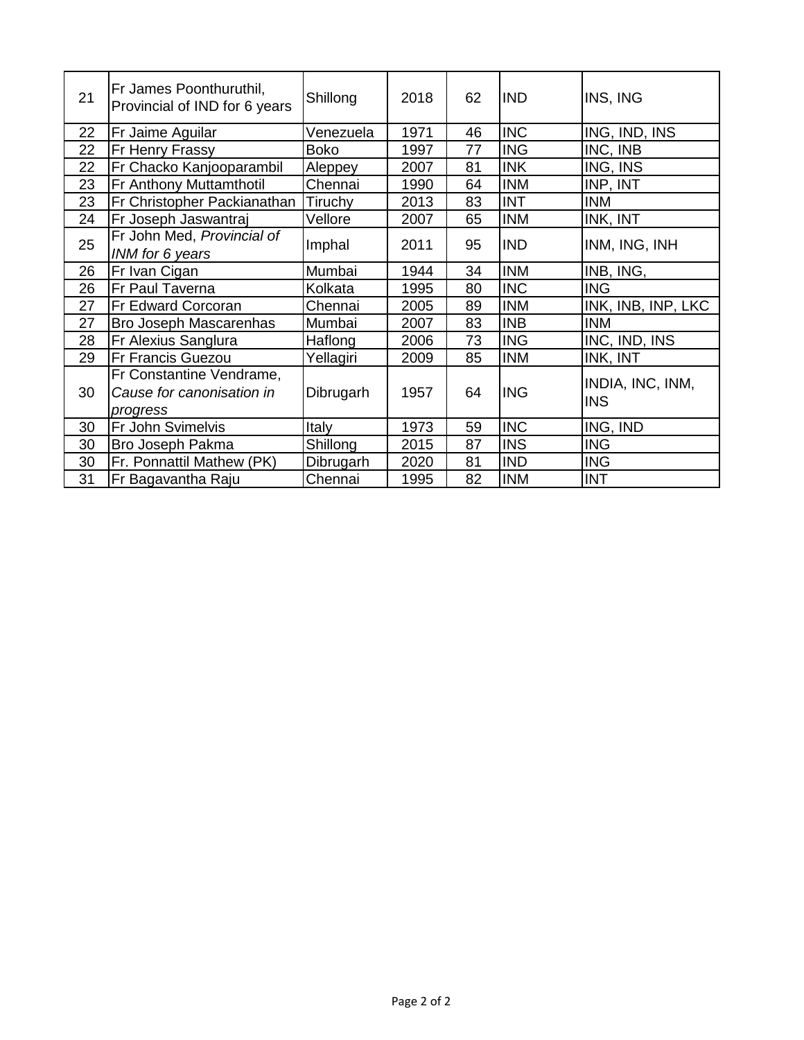| | | | | | | |
|---|---|---|---|---|---|---|
| 21 | Fr James Poonthuruthil, Provincial of IND for 6 years | Shillong | 2018 | 62 | IND | INS, ING |
| 22 | Fr Jaime Aguilar | Venezuela | 1971 | 46 | INC | ING, IND, INS |
| 22 | Fr Henry Frassy | Boko | 1997 | 77 | ING | INC, INB |
| 22 | Fr Chacko Kanjooparambil | Aleppey | 2007 | 81 | INK | ING, INS |
| 23 | Fr Anthony Muttamthotil | Chennai | 1990 | 64 | INM | INP, INT |
| 23 | Fr Christopher Packianathan | Tiruchy | 2013 | 83 | INT | INM |
| 24 | Fr Joseph Jaswantraj | Vellore | 2007 | 65 | INM | INK, INT |
| 25 | Fr John Med, *Provincial of INM for 6 years* | Imphal | 2011 | 95 | IND | INM, ING, INH |
| 26 | Fr Ivan Cigan | Mumbai | 1944 | 34 | INM | INB, ING, |
| 26 | Fr Paul Taverna | Kolkata | 1995 | 80 | INC | ING |
| 27 | Fr Edward Corcoran | Chennai | 2005 | 89 | INM | INK, INB, INP, LKC |
| 27 | Bro Joseph Mascarenhas | Mumbai | 2007 | 83 | INB | INM |
| 28 | Fr Alexius Sanglura | Haflong | 2006 | 73 | ING | INC, IND, INS |
| 29 | Fr Francis Guezou | Yellagiri | 2009 | 85 | INM | INK, INT |
| 30 | Fr Constantine Vendrame, *Cause for canonisation in progress* | Dibrugarh | 1957 | 64 | ING | INDIA, INC, INM, INS |
| 30 | Fr John Svimelvis | Italy | 1973 | 59 | INC | ING, IND |
| 30 | Bro Joseph Pakma | Shillong | 2015 | 87 | INS | ING |
| 30 | Fr. Ponnattil Mathew (PK) | Dibrugarh | 2020 | 81 | IND | ING |
| 31 | Fr Bagavantha Raju | Chennai | 1995 | 82 | INM | INT |